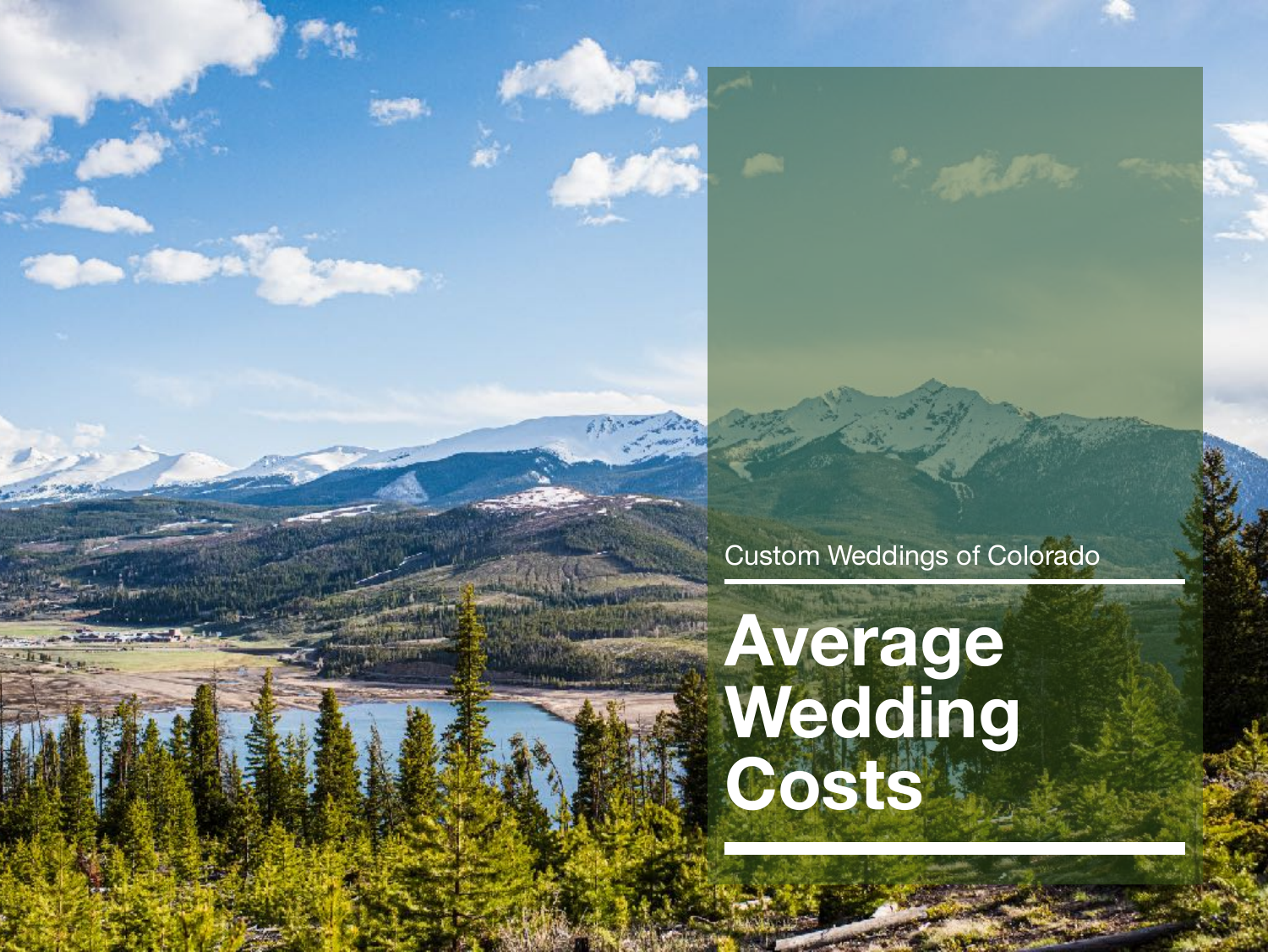Custom Weddings of Colorado

# Average Wedding Costs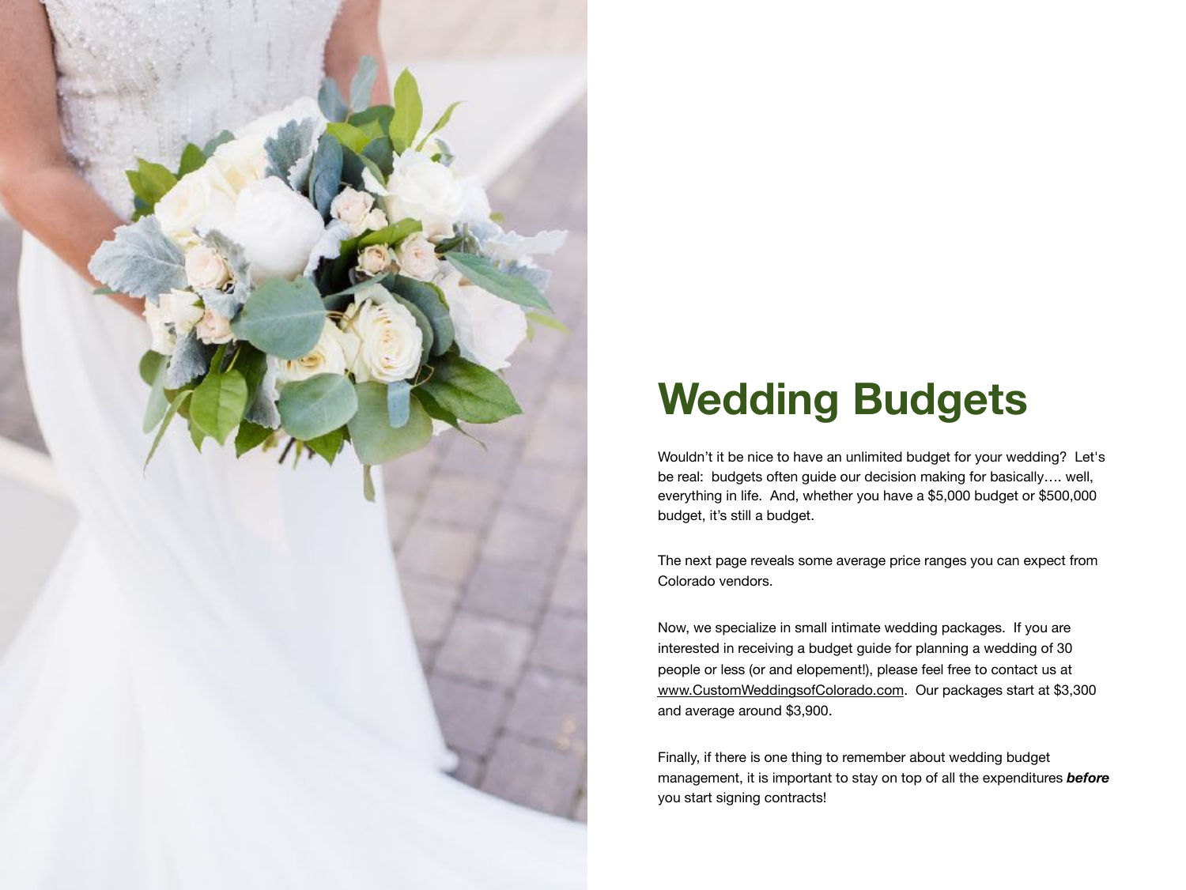# Wedding Budgets

Wouldn't it be nice to have an unlimited budget for your wedding? Let's be real: budgets often guide our decision making for basically…. well, everything in life. And, whether you have a $5,000 budget or $500,000 budget, it's still a budget.

The next page reveals some average price ranges you can expect from Colorado vendors.

Now, we specialize in small intimate wedding packages. If you are interested in receiving a budget guide for planning a wedding of 30 people or less (or and elopement!), please feel free to contact us at www.CustomWeddingsofColorado.com. Our packages start at $3,300 and average around $3,900.

Finally, if there is one thing to remember about wedding budget management, it is important to stay on top of all the expenditures ***before*** you start signing contracts!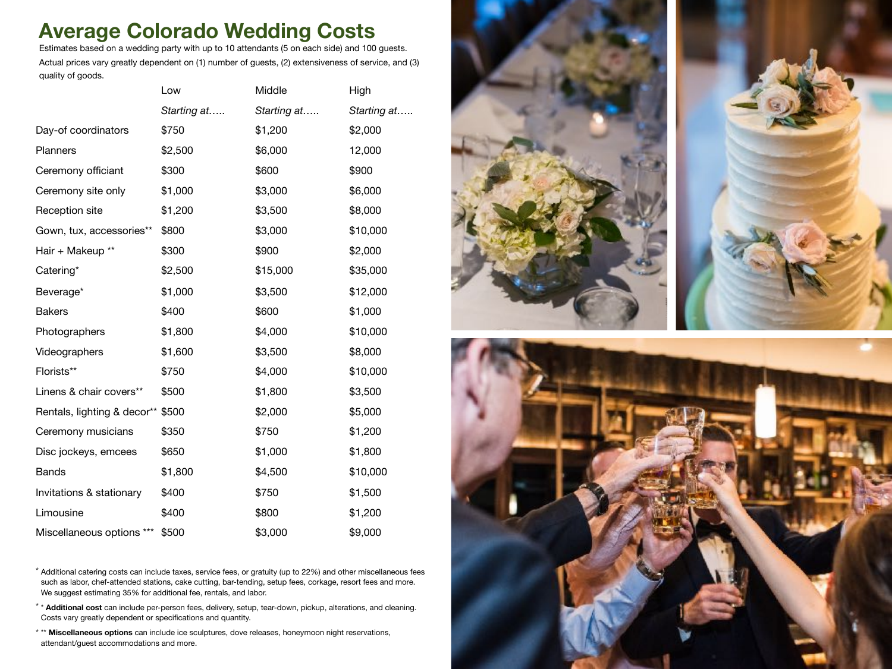# Average Colorado Wedding Costs

Estimates based on a wedding party with up to 10 attendants (5 on each side) and 100 guests. Actual prices vary greatly dependent on (1) number of guests, (2) extensiveness of service, and (3) quality of goods.

| | Low | Middle | High |
|---|---|---|---|
| | *Starting at…..* | *Starting at…..* | *Starting at…..* |
| Day-of coordinators | $750 | $1,200 | $2,000 |
| Planners | $2,500 | $6,000 | 12,000 |
| Ceremony officiant | $300 | $600 | $900 |
| Ceremony site only | $1,000 | $3,000 | $6,000 |
| Reception site | $1,200 | $3,500 | $8,000 |
| Gown, tux, accessories** | $800 | $3,000 | $10,000 |
| Hair + Makeup ** | $300 | $900 | $2,000 |
| Catering* | $2,500 | $15,000 | $35,000 |
| Beverage* | $1,000 | $3,500 | $12,000 |
| Bakers | $400 | $600 | $1,000 |
| Photographers | $1,800 | $4,000 | $10,000 |
| Videographers | $1,600 | $3,500 | $8,000 |
| Florists** | $750 | $4,000 | $10,000 |
| Linens & chair covers** | $500 | $1,800 | $3,500 |
| Rentals, lighting & decor** | $500 | $2,000 | $5,000 |
| Ceremony musicians | $350 | $750 | $1,200 |
| Disc jockeys, emcees | $650 | $1,000 | $1,800 |
| Bands | $1,800 | $4,500 | $10,000 |
| Invitations & stationary | $400 | $750 | $1,500 |
| Limousine | $400 | $800 | $1,200 |
| Miscellaneous options *** | $500 | $3,000 | $9,000 |

* Additional catering costs can include taxes, service fees, or gratuity (up to 22%) and other miscellaneous fees such as labor, chef-attended stations, cake cutting, bar-tending, setup fees, corkage, resort fees and more. We suggest estimating 35% for additional fee, rentals, and labor.

* * **Additional cost** can include per-person fees, delivery, setup, tear-down, pickup, alterations, and cleaning. Costs vary greatly dependent or specifications and quantity.

* ** **Miscellaneous options** can include ice sculptures, dove releases, honeymoon night reservations, attendant/guest accommodations and more.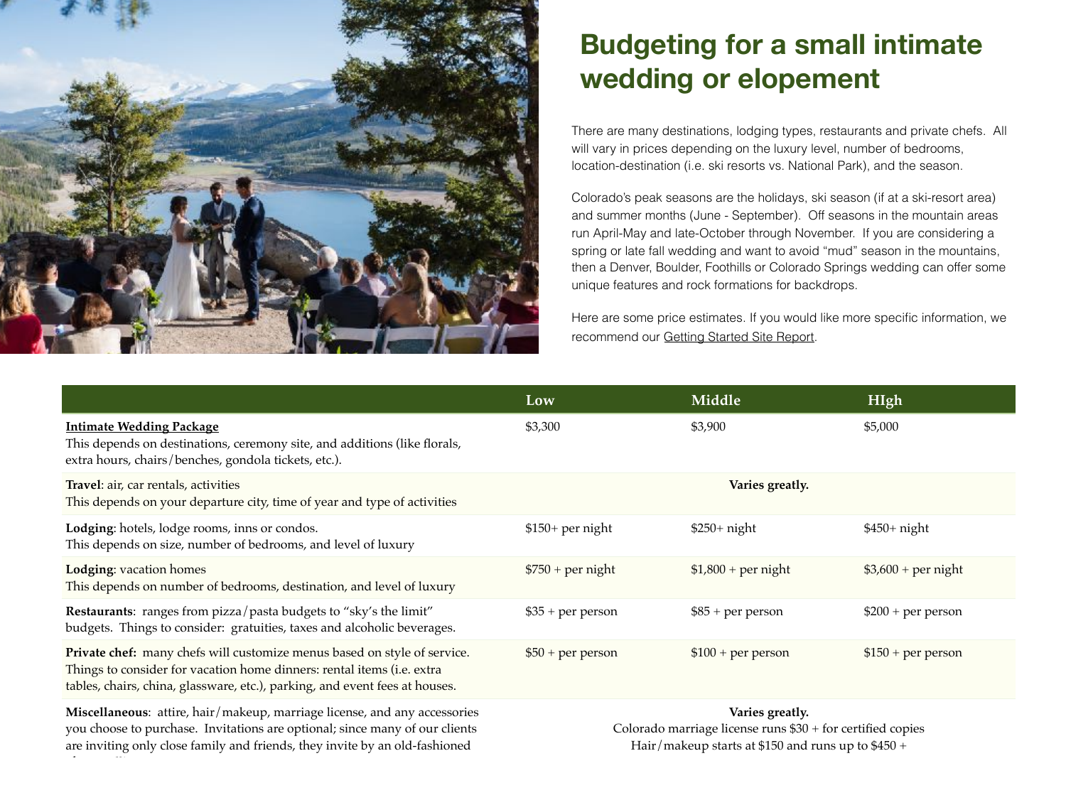# Budgeting for a small intimate wedding or elopement

There are many destinations, lodging types, restaurants and private chefs. All will vary in prices depending on the luxury level, number of bedrooms, location-destination (i.e. ski resorts vs. National Park), and the season.

Colorado's peak seasons are the holidays, ski season (if at a ski-resort area) and summer months (June - September). Off seasons in the mountain areas run April-May and late-October through November. If you are considering a spring or late fall wedding and want to avoid "mud" season in the mountains, then a Denver, Boulder, Foothills or Colorado Springs wedding can offer some unique features and rock formations for backdrops.

Here are some price estimates. If you would like more specific information, we recommend our Getting Started Site Report.

| | Low | Middle | HIgh |
|---|---|---|---|
| **Intimate Wedding Package**<br>This depends on destinations, ceremony site, and additions (like florals, extra hours, chairs/benches, gondola tickets, etc.). | $3,300 | $3,900 | $5,000 |
| **Travel**: air, car rentals, activities<br>This depends on your departure city, time of year and type of activities | **Varies greatly.** | | |
| **Lodging**: hotels, lodge rooms, inns or condos.<br>This depends on size, number of bedrooms, and level of luxury | $150+ per night | $250+ night | $450+ night |
| **Lodging**: vacation homes<br>This depends on number of bedrooms, destination, and level of luxury | $750 + per night | $1,800 + per night | $3,600 + per night |
| **Restaurants**: ranges from pizza/pasta budgets to "sky's the limit" budgets. Things to consider: gratuities, taxes and alcoholic beverages. | $35 + per person | $85 + per person | $200 + per person |
| **Private chef:** many chefs will customize menus based on style of service. Things to consider for vacation home dinners: rental items (i.e. extra tables, chairs, china, glassware, etc.), parking, and event fees at houses. | $50 + per person | $100 + per person | $150 + per person |
| **Miscellaneous**: attire, hair/makeup, marriage license, and any accessories you choose to purchase. Invitations are optional; since many of our clients are inviting only close family and friends, they invite by an old-fashioned | **Varies greatly.**<br>Colorado marriage license runs $30 + for certified copies<br>Hair/makeup starts at $150 and runs up to $450 + | | |